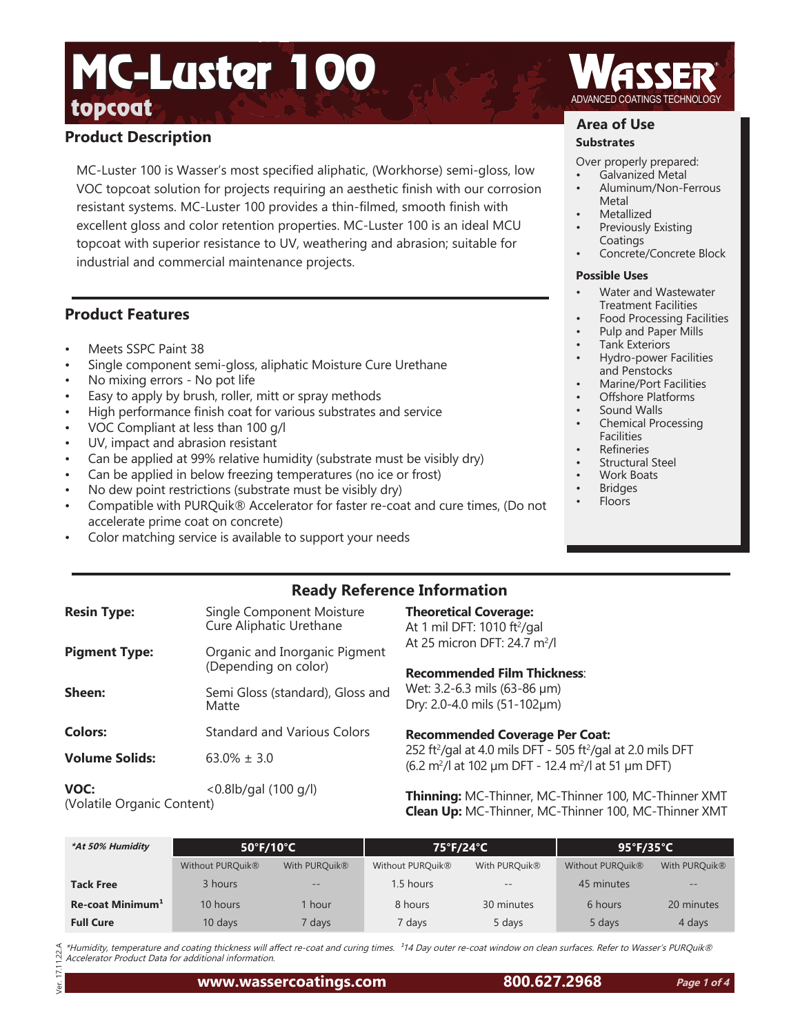# MC-Luster 100

## topcoat

WASSER
ADVANCED COATINGS TECHNOLOGY

## Product Description

MC-Luster 100 is Wasser's most specified aliphatic, (Workhorse) semi-gloss, low VOC topcoat solution for projects requiring an aesthetic finish with our corrosion resistant systems. MC-Luster 100 provides a thin-filmed, smooth finish with excellent gloss and color retention properties. MC-Luster 100 is an ideal MCU topcoat with superior resistance to UV, weathering and abrasion; suitable for industrial and commercial maintenance projects.

## Product Features

- Meets SSPC Paint 38
- Single component semi-gloss, aliphatic Moisture Cure Urethane
- No mixing errors - No pot life
- Easy to apply by brush, roller, mitt or spray methods
- High performance finish coat for various substrates and service
- VOC Compliant at less than 100 g/l
- UV, impact and abrasion resistant
- Can be applied at 99% relative humidity (substrate must be visibly dry)
- Can be applied in below freezing temperatures (no ice or frost)
- No dew point restrictions (substrate must be visibly dry)
- Compatible with PURQuik® Accelerator for faster re-coat and cure times, (Do not accelerate prime coat on concrete)
- Color matching service is available to support your needs

## Area of Use

### Substrates

Over properly prepared:

- Galvanized Metal
- Aluminum/Non-Ferrous Metal
- Metallized
- Previously Existing Coatings
- Concrete/Concrete Block

### Possible Uses

- Water and Wastewater Treatment Facilities
- Food Processing Facilities
- Pulp and Paper Mills
- Tank Exteriors
- Hydro-power Facilities and Penstocks
- Marine/Port Facilities
- Offshore Platforms
- Sound Walls
- Chemical Processing Facilities
- Refineries
- Structural Steel
- Work Boats
- Bridges
- Floors

## Ready Reference Information

**Resin Type:** Single Component Moisture Cure Aliphatic Urethane

**Pigment Type:** Organic and Inorganic Pigment (Depending on color)

**Sheen:** Semi Gloss (standard), Gloss and Matte

**Colors:** Standard and Various Colors

**Volume Solids:** 63.0% ± 3.0

**VOC:** (Volatile Organic Content) <0.8lb/gal (100 g/l)

**Theoretical Coverage:**
At 1 mil DFT: 1010 ft²/gal
At 25 micron DFT: 24.7 m²/l

**Recommended Film Thickness:**
Wet: 3.2-6.3 mils (63-86 µm)
Dry: 2.0-4.0 mils (51-102µm)

**Recommended Coverage Per Coat:**
252 ft²/gal at 4.0 mils DFT - 505 ft²/gal at 2.0 mils DFT
(6.2 m²/l at 102 µm DFT - 12.4 m²/l at 51 µm DFT)

**Thinning:** MC-Thinner, MC-Thinner 100, MC-Thinner XMT
**Clean Up:** MC-Thinner, MC-Thinner 100, MC-Thinner XMT

| *\*At 50% Humidity* | 50°F/10°C | | 75°F/24°C | | 95°F/35°C | |
|---|---|---|---|---|---|---|
| | Without PURQuik® | With PURQuik® | Without PURQuik® | With PURQuik® | Without PURQuik® | With PURQuik® |
| **Tack Free** | 3 hours | -- | 1.5 hours | -- | 45 minutes | -- |
| **Re-coat Minimum[1]** | 10 hours | 1 hour | 8 hours | 30 minutes | 6 hours | 20 minutes |
| **Full Cure** | 10 days | 7 days | 7 days | 5 days | 5 days | 4 days |

*\*Humidity, temperature and coating thickness will affect re-coat and curing times. [1]14 Day outer re-coat window on clean surfaces. Refer to Wasser's PURQuik® Accelerator Product Data for additional information.*

Ver. 17.11.22.A

www.wassercoatings.com 800.627.2968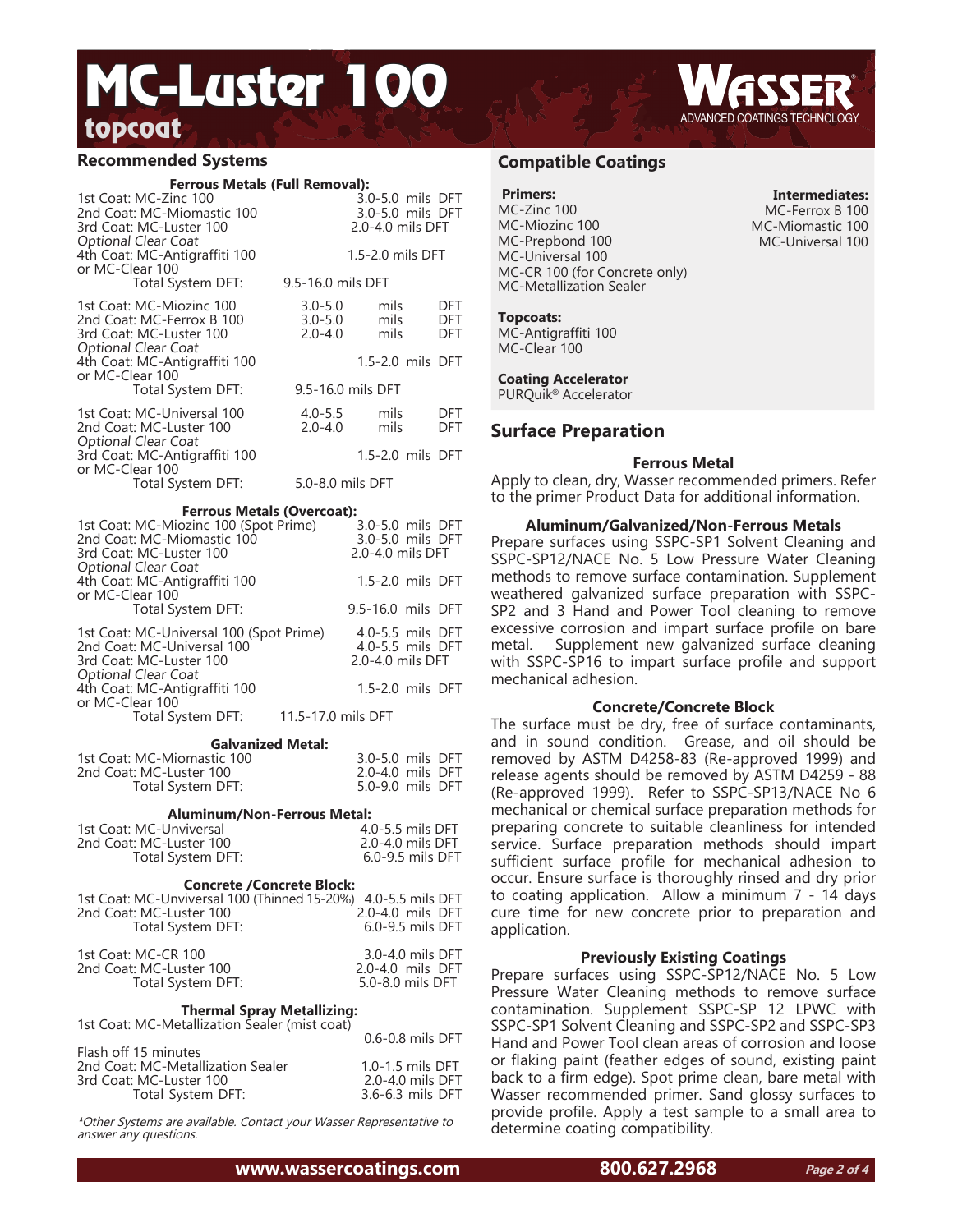# MC-Luster 100

## topcoat

## Recommended Systems

### Ferrous Metals (Full Removal):

| Coat | DFT |
|---|---|
| 1st Coat: MC-Zinc 100 | 3.0-5.0 mils DFT |
| 2nd Coat: MC-Miomastic 100 | 3.0-5.0 mils DFT |
| 3rd Coat: MC-Luster 100 | 2.0-4.0 mils DFT |
| *Optional Clear Coat* | |
| 4th Coat: MC-Antigraffiti 100 or MC-Clear 100 | 1.5-2.0 mils DFT |
| Total System DFT: | 9.5-16.0 mils DFT |

| Coat | DFT |
|---|---|
| 1st Coat: MC-Miozinc 100 | 3.0-5.0 mils DFT |
| 2nd Coat: MC-Ferrox B 100 | 3.0-5.0 mils DFT |
| 3rd Coat: MC-Luster 100 | 2.0-4.0 mils DFT |
| *Optional Clear Coat* | |
| 4th Coat: MC-Antigraffiti 100 or MC-Clear 100 | 1.5-2.0 mils DFT |
| Total System DFT: | 9.5-16.0 mils DFT |

| Coat | DFT |
|---|---|
| 1st Coat: MC-Universal 100 | 4.0-5.5 mils DFT |
| 2nd Coat: MC-Luster 100 | 2.0-4.0 mils DFT |
| *Optional Clear Coat* | |
| 3rd Coat: MC-Antigraffiti 100 or MC-Clear 100 | 1.5-2.0 mils DFT |
| Total System DFT: | 5.0-8.0 mils DFT |

### Ferrous Metals (Overcoat):

| Coat | DFT |
|---|---|
| 1st Coat: MC-Miozinc 100 (Spot Prime) | 3.0-5.0 mils DFT |
| 2nd Coat: MC-Miomastic 100 | 3.0-5.0 mils DFT |
| 3rd Coat: MC-Luster 100 | 2.0-4.0 mils DFT |
| *Optional Clear Coat* | |
| 4th Coat: MC-Antigraffiti 100 or MC-Clear 100 | 1.5-2.0 mils DFT |
| Total System DFT: | 9.5-16.0 mils DFT |

| Coat | DFT |
|---|---|
| 1st Coat: MC-Universal 100 (Spot Prime) | 4.0-5.5 mils DFT |
| 2nd Coat: MC-Universal 100 | 4.0-5.5 mils DFT |
| 3rd Coat: MC-Luster 100 | 2.0-4.0 mils DFT |
| *Optional Clear Coat* | |
| 4th Coat: MC-Antigraffiti 100 or MC-Clear 100 | 1.5-2.0 mils DFT |
| Total System DFT: | 11.5-17.0 mils DFT |

### Galvanized Metal:

| Coat | DFT |
|---|---|
| 1st Coat: MC-Miomastic 100 | 3.0-5.0 mils DFT |
| 2nd Coat: MC-Luster 100 | 2.0-4.0 mils DFT |
| Total System DFT: | 5.0-9.0 mils DFT |

### Aluminum/Non-Ferrous Metal:

| Coat | DFT |
|---|---|
| 1st Coat: MC-Universal | 4.0-5.5 mils DFT |
| 2nd Coat: MC-Luster 100 | 2.0-4.0 mils DFT |
| Total System DFT: | 6.0-9.5 mils DFT |

### Concrete /Concrete Block:

| Coat | DFT |
|---|---|
| 1st Coat: MC-Universal 100 (Thinned 15-20%) | 4.0-5.5 mils DFT |
| 2nd Coat: MC-Luster 100 | 2.0-4.0 mils DFT |
| Total System DFT: | 6.0-9.5 mils DFT |

| Coat | DFT |
|---|---|
| 1st Coat: MC-CR 100 | 3.0-4.0 mils DFT |
| 2nd Coat: MC-Luster 100 | 2.0-4.0 mils DFT |
| Total System DFT: | 5.0-8.0 mils DFT |

### Thermal Spray Metallizing:

| Coat | DFT |
|---|---|
| 1st Coat: MC-Metallization Sealer (mist coat) | 0.6-0.8 mils DFT |
| Flash off 15 minutes | |
| 2nd Coat: MC-Metallization Sealer | 1.0-1.5 mils DFT |
| 3rd Coat: MC-Luster 100 | 2.0-4.0 mils DFT |
| Total System DFT: | 3.6-6.3 mils DFT |

*\*Other Systems are available. Contact your Wasser Representative to answer any questions.*

## Compatible Coatings

**Primers:**
MC-Zinc 100
MC-Miozinc 100
MC-Prepbond 100
MC-Universal 100
MC-CR 100 (for Concrete only)
MC-Metallization Sealer

**Intermediates:**
MC-Ferrox B 100
MC-Miomastic 100
MC-Universal 100

**Topcoats:**
MC-Antigraffiti 100
MC-Clear 100

**Coating Accelerator**
PURQuik® Accelerator

## Surface Preparation

### Ferrous Metal

Apply to clean, dry, Wasser recommended primers. Refer to the primer Product Data for additional information.

### Aluminum/Galvanized/Non-Ferrous Metals

Prepare surfaces using SSPC-SP1 Solvent Cleaning and SSPC-SP12/NACE No. 5 Low Pressure Water Cleaning methods to remove surface contamination. Supplement weathered galvanized surface preparation with SSPC-SP2 and 3 Hand and Power Tool cleaning to remove excessive corrosion and impart surface profile on bare metal. Supplement new galvanized surface cleaning with SSPC-SP16 to impart surface profile and support mechanical adhesion.

### Concrete/Concrete Block

The surface must be dry, free of surface contaminants, and in sound condition. Grease, and oil should be removed by ASTM D4258-83 (Re-approved 1999) and release agents should be removed by ASTM D4259 - 88 (Re-approved 1999). Refer to SSPC-SP13/NACE No 6 mechanical or chemical surface preparation methods for preparing concrete to suitable cleanliness for intended service. Surface preparation methods should impart sufficient surface profile for mechanical adhesion to occur. Ensure surface is thoroughly rinsed and dry prior to coating application. Allow a minimum 7 - 14 days cure time for new concrete prior to preparation and application.

### Previously Existing Coatings

Prepare surfaces using SSPC-SP12/NACE No. 5 Low Pressure Water Cleaning methods to remove surface contamination. Supplement SSPC-SP 12 LPWC with SSPC-SP1 Solvent Cleaning and SSPC-SP2 and SSPC-SP3 Hand and Power Tool clean areas of corrosion and loose or flaking paint (feather edges of sound, existing paint back to a firm edge). Spot prime clean, bare metal with Wasser recommended primer. Sand glossy surfaces to provide profile. Apply a test sample to a small area to determine coating compatibility.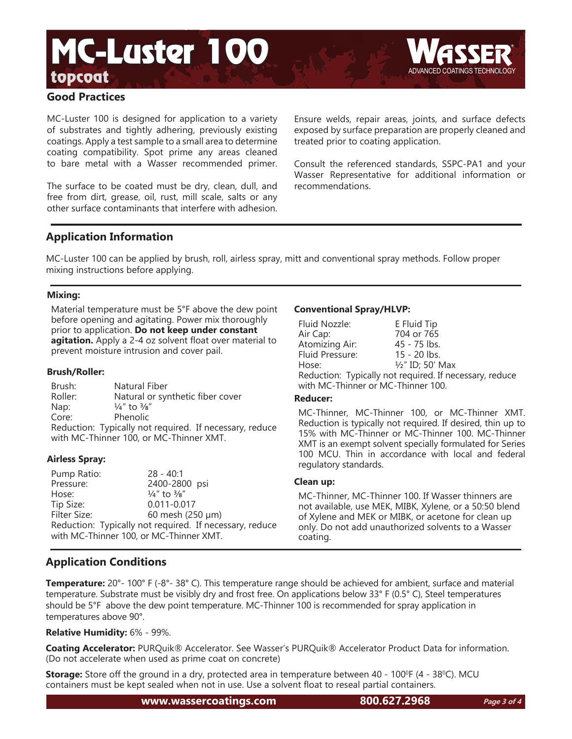# MC-Luster 100

**topcoat**

WASSER® ADVANCED COATINGS TECHNOLOGY

## Good Practices

MC-Luster 100 is designed for application to a variety of substrates and tightly adhering, previously existing coatings. Apply a test sample to a small area to determine coating compatibility. Spot prime any areas cleaned to bare metal with a Wasser recommended primer.

The surface to be coated must be dry, clean, dull, and free from dirt, grease, oil, rust, mill scale, salts or any other surface contaminants that interfere with adhesion.

Ensure welds, repair areas, joints, and surface defects exposed by surface preparation are properly cleaned and treated prior to coating application.

Consult the referenced standards, SSPC-PA1 and your Wasser Representative for additional information or recommendations.

## Application Information

MC-Luster 100 can be applied by brush, roll, airless spray, mitt and conventional spray methods. Follow proper mixing instructions before applying.

### Mixing:

Material temperature must be 5°F above the dew point before opening and agitating. Power mix thoroughly prior to application. **Do not keep under constant agitation.** Apply a 2-4 oz solvent float over material to prevent moisture intrusion and cover pail.

### Brush/Roller:

| | |
|---|---|
| Brush: | Natural Fiber |
| Roller: | Natural or synthetic fiber cover |
| Nap: | ¼" to ⅜" |
| Core: | Phenolic |

Reduction: Typically not required. If necessary, reduce with MC-Thinner 100, or MC-Thinner XMT.

### Airless Spray:

| | |
|---|---|
| Pump Ratio: | 28 - 40:1 |
| Pressure: | 2400-2800 psi |
| Hose: | ¼" to ⅜" |
| Tip Size: | 0.011-0.017 |
| Filter Size: | 60 mesh (250 µm) |

Reduction: Typically not required. If necessary, reduce with MC-Thinner 100, or MC-Thinner XMT.

### Conventional Spray/HLVP:

| | |
|---|---|
| Fluid Nozzle: | E Fluid Tip |
| Air Cap: | 704 or 765 |
| Atomizing Air: | 45 - 75 lbs. |
| Fluid Pressure: | 15 - 20 lbs. |
| Hose: | ½" ID; 50' Max |

Reduction: Typically not required. If necessary, reduce with MC-Thinner or MC-Thinner 100.

### Reducer:

MC-Thinner, MC-Thinner 100, or MC-Thinner XMT. Reduction is typically not required. If desired, thin up to 15% with MC-Thinner or MC-Thinner 100. MC-Thinner XMT is an exempt solvent specially formulated for Series 100 MCU. Thin in accordance with local and federal regulatory standards.

### Clean up:

MC-Thinner, MC-Thinner 100. If Wasser thinners are not available, use MEK, MIBK, Xylene, or a 50:50 blend of Xylene and MEK or MIBK, or acetone for clean up only. Do not add unauthorized solvents to a Wasser coating.

## Application Conditions

**Temperature:** 20°- 100° F (-8°- 38° C). This temperature range should be achieved for ambient, surface and material temperature. Substrate must be visibly dry and frost free. On applications below 33° F (0.5° C), Steel temperatures should be 5°F above the dew point temperature. MC-Thinner 100 is recommended for spray application in temperatures above 90°.

**Relative Humidity:** 6% - 99%.

**Coating Accelerator:** PURQuik® Accelerator. See Wasser's PURQuik® Accelerator Product Data for information. (Do not accelerate when used as prime coat on concrete)

**Storage:** Store off the ground in a dry, protected area in temperature between 40 - 100°F (4 - 38°C). MCU containers must be kept sealed when not in use. Use a solvent float to reseal partial containers.

www.wassercoatings.com 800.627.2968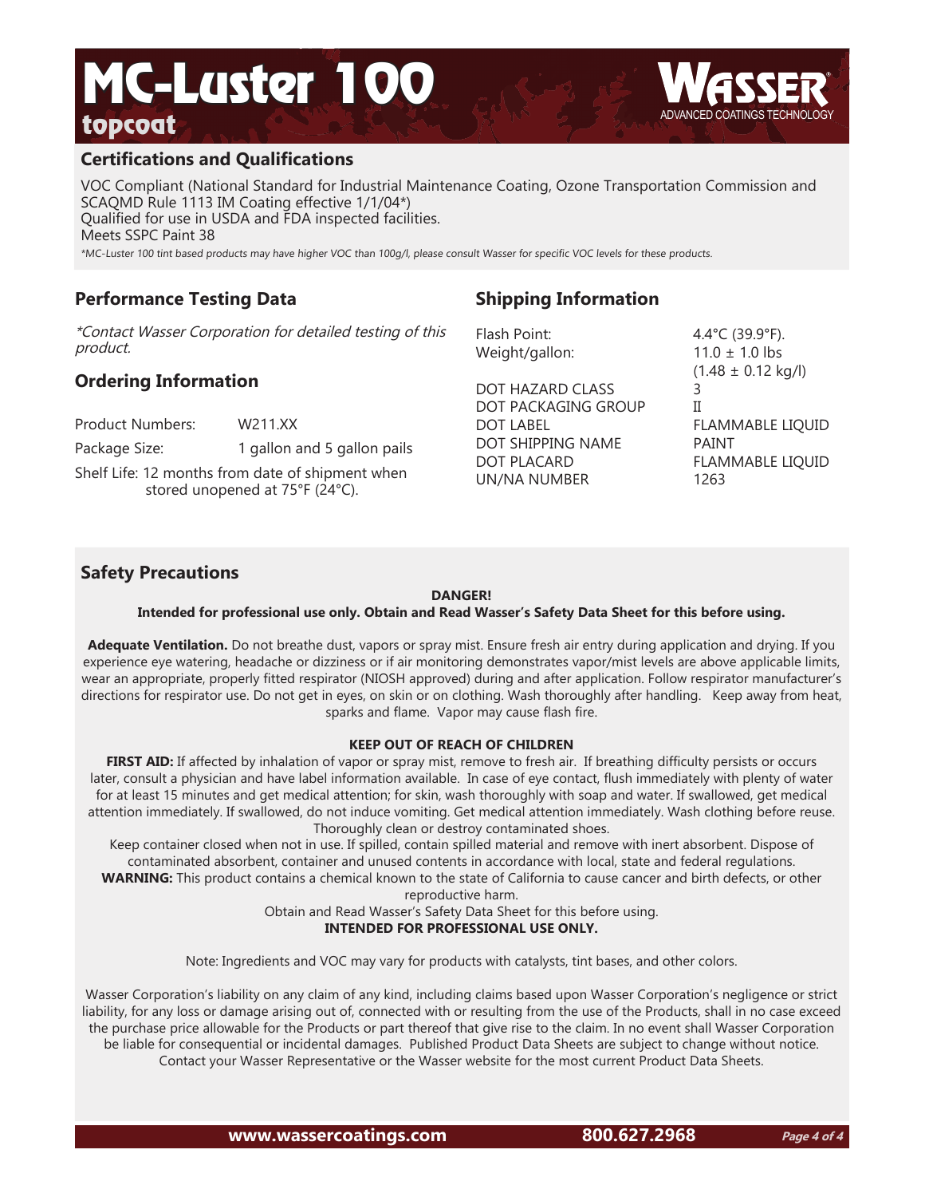# MC-Luster 100

## topcoat

**WASSER**
ADVANCED COATINGS TECHNOLOGY

## Certifications and Qualifications

VOC Compliant (National Standard for Industrial Maintenance Coating, Ozone Transportation Commission and SCAQMD Rule 1113 IM Coating effective 1/1/04*)
Qualified for use in USDA and FDA inspected facilities.
Meets SSPC Paint 38

*\*MC-Luster 100 tint based products may have higher VOC than 100g/l, please consult Wasser for specific VOC levels for these products.*

## Performance Testing Data

*\*Contact Wasser Corporation for detailed testing of this product.*

## Ordering Information

| | |
|---|---|
| Product Numbers: | W211.XX |
| Package Size: | 1 gallon and 5 gallon pails |

Shelf Life: 12 months from date of shipment when stored unopened at 75°F (24°C).

## Shipping Information

| | |
|---|---|
| Flash Point: | 4.4°C (39.9°F). |
| Weight/gallon: | 11.0 ± 1.0 lbs (1.48 ± 0.12 kg/l) |
| DOT HAZARD CLASS | 3 |
| DOT PACKAGING GROUP | II |
| DOT LABEL | FLAMMABLE LIQUID |
| DOT SHIPPING NAME | PAINT |
| DOT PLACARD | FLAMMABLE LIQUID |
| UN/NA NUMBER | 1263 |

## Safety Precautions

**DANGER!**

**Intended for professional use only. Obtain and Read Wasser's Safety Data Sheet for this before using.**

**Adequate Ventilation.** Do not breathe dust, vapors or spray mist. Ensure fresh air entry during application and drying. If you experience eye watering, headache or dizziness or if air monitoring demonstrates vapor/mist levels are above applicable limits, wear an appropriate, properly fitted respirator (NIOSH approved) during and after application. Follow respirator manufacturer's directions for respirator use. Do not get in eyes, on skin or on clothing. Wash thoroughly after handling. Keep away from heat, sparks and flame. Vapor may cause flash fire.

**KEEP OUT OF REACH OF CHILDREN**

**FIRST AID:** If affected by inhalation of vapor or spray mist, remove to fresh air. If breathing difficulty persists or occurs later, consult a physician and have label information available. In case of eye contact, flush immediately with plenty of water for at least 15 minutes and get medical attention; for skin, wash thoroughly with soap and water. If swallowed, get medical attention immediately. If swallowed, do not induce vomiting. Get medical attention immediately. Wash clothing before reuse. Thoroughly clean or destroy contaminated shoes.

Keep container closed when not in use. If spilled, contain spilled material and remove with inert absorbent. Dispose of contaminated absorbent, container and unused contents in accordance with local, state and federal regulations.

**WARNING:** This product contains a chemical known to the state of California to cause cancer and birth defects, or other reproductive harm.

Obtain and Read Wasser's Safety Data Sheet for this before using.

**INTENDED FOR PROFESSIONAL USE ONLY.**

Note: Ingredients and VOC may vary for products with catalysts, tint bases, and other colors.

Wasser Corporation's liability on any claim of any kind, including claims based upon Wasser Corporation's negligence or strict liability, for any loss or damage arising out of, connected with or resulting from the use of the Products, shall in no case exceed the purchase price allowable for the Products or part thereof that give rise to the claim. In no event shall Wasser Corporation be liable for consequential or incidental damages. Published Product Data Sheets are subject to change without notice. Contact your Wasser Representative or the Wasser website for the most current Product Data Sheets.

**www.wassercoatings.com** **800.627.2968**